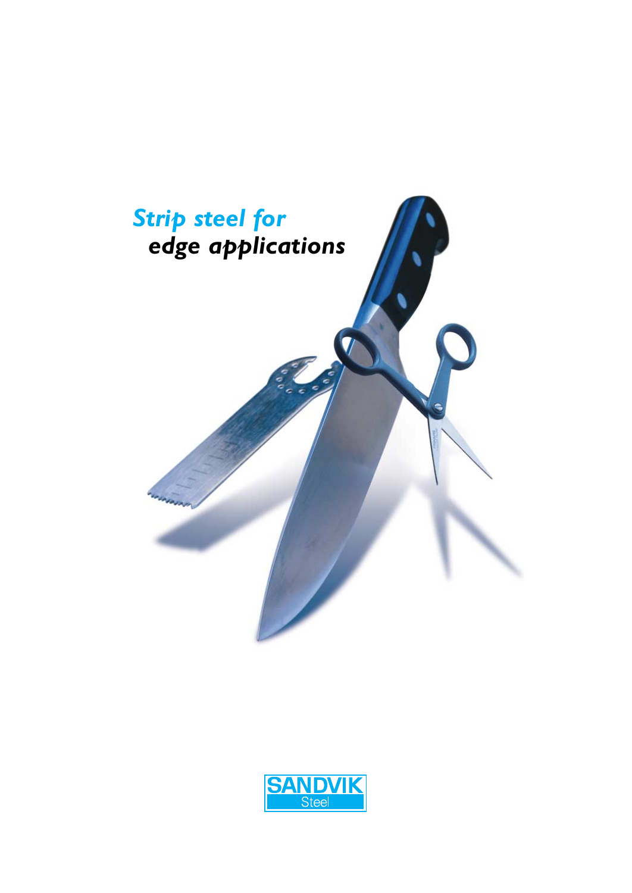# *Strip steel for edge applications*

SANDVIK
Steel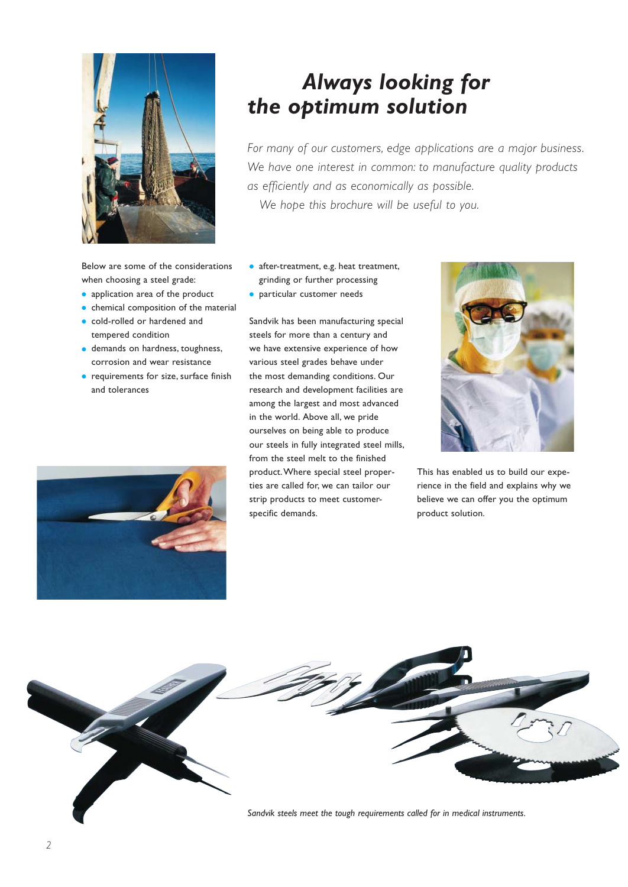# Always looking for the optimum solution

*For many of our customers, edge applications are a major business. We have one interest in common: to manufacture quality products as efficiently and as economically as possible.*

*We hope this brochure will be useful to you.*

Below are some of the considerations when choosing a steel grade:

- application area of the product
- chemical composition of the material
- cold-rolled or hardened and tempered condition
- demands on hardness, toughness, corrosion and wear resistance
- requirements for size, surface finish and tolerances
- after-treatment, e.g. heat treatment, grinding or further processing
- particular customer needs

Sandvik has been manufacturing special steels for more than a century and we have extensive experience of how various steel grades behave under the most demanding conditions. Our research and development facilities are among the largest and most advanced in the world. Above all, we pride ourselves on being able to produce our steels in fully integrated steel mills, from the steel melt to the finished product. Where special steel properties are called for, we can tailor our strip products to meet customer-specific demands.

This has enabled us to build our experience in the field and explains why we believe we can offer you the optimum product solution.

*Sandvik steels meet the tough requirements called for in medical instruments.*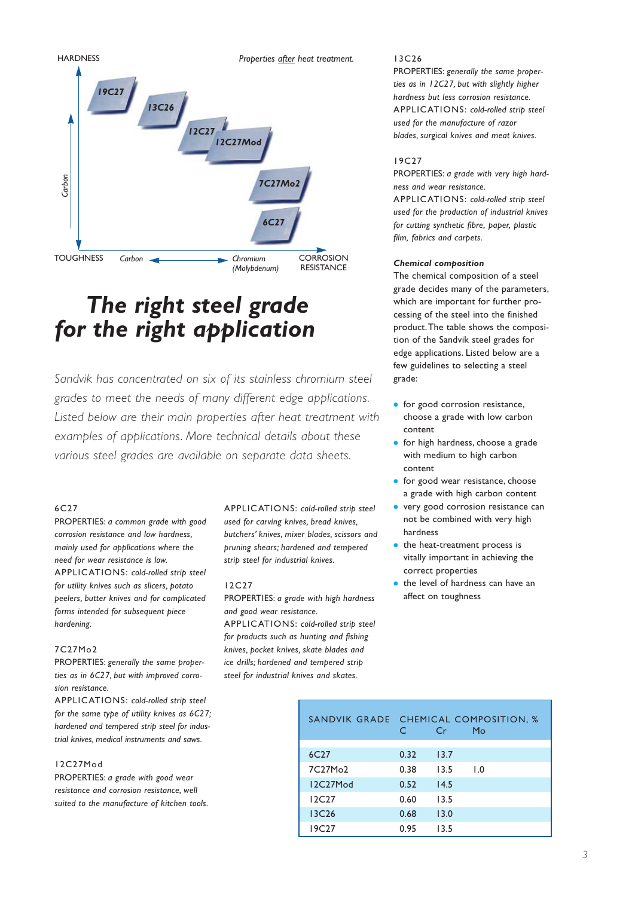HARDNESS

*Properties after heat treatment.*

19C27

13C26

12C27

12C27Mod

7C27Mo2

6C27

*Carbon*

TOUGHNESS *Carbon* *Chromium (Molybdenum)* CORROSION RESISTANCE

# *The right steel grade for the right application*

*Sandvik has concentrated on six of its stainless chromium steel grades to meet the needs of many different edge applications. Listed below are their main properties after heat treatment with examples of applications. More technical details about these various steel grades are available on separate data sheets.*

6C27

PROPERTIES: *a common grade with good corrosion resistance and low hardness, mainly used for applications where the need for wear resistance is low.*

APPLICATIONS: *cold-rolled strip steel for utility knives such as slicers, potato peelers, butter knives and for complicated forms intended for subsequent piece hardening.*

7C27Mo2

PROPERTIES: *generally the same properties as in 6C27, but with improved corrosion resistance.*

APPLICATIONS: *cold-rolled strip steel for the same type of utility knives as 6C27; hardened and tempered strip steel for industrial knives, medical instruments and saws.*

12C27Mod

PROPERTIES: *a grade with good wear resistance and corrosion resistance, well suited to the manufacture of kitchen tools.*

APPLICATIONS: *cold-rolled strip steel used for carving knives, bread knives, butchers' knives, mixer blades, scissors and pruning shears; hardened and tempered strip steel for industrial knives.*

12C27

PROPERTIES: *a grade with high hardness and good wear resistance.*

APPLICATIONS: *cold-rolled strip steel for products such as hunting and fishing knives, pocket knives, skate blades and ice drills; hardened and tempered strip steel for industrial knives and skates.*

13C26

PROPERTIES: *generally the same properties as in 12C27, but with slightly higher hardness but less corrosion resistance.*

APPLICATIONS: *cold-rolled strip steel used for the manufacture of razor blades, surgical knives and meat knives.*

19C27

PROPERTIES: *a grade with very high hardness and wear resistance.*

APPLICATIONS: *cold-rolled strip steel used for the production of industrial knives for cutting synthetic fibre, paper, plastic film, fabrics and carpets.*

***Chemical composition***

The chemical composition of a steel grade decides many of the parameters, which are important for further processing of the steel into the finished product. The table shows the composition of the Sandvik steel grades for edge applications. Listed below are a few guidelines to selecting a steel grade:

- for good corrosion resistance, choose a grade with low carbon content
- for high hardness, choose a grade with medium to high carbon content
- for good wear resistance, choose a grade with high carbon content
- very good corrosion resistance can not be combined with very high hardness
- the heat-treatment process is vitally important in achieving the correct properties
- the level of hardness can have an affect on toughness

| SANDVIK GRADE | CHEMICAL COMPOSITION, % C | Cr | Mo |
|---|---|---|---|
| 6C27 | 0.32 | 13.7 | |
| 7C27Mo2 | 0.38 | 13.5 | 1.0 |
| 12C27Mod | 0.52 | 14.5 | |
| 12C27 | 0.60 | 13.5 | |
| 13C26 | 0.68 | 13.0 | |
| 19C27 | 0.95 | 13.5 | |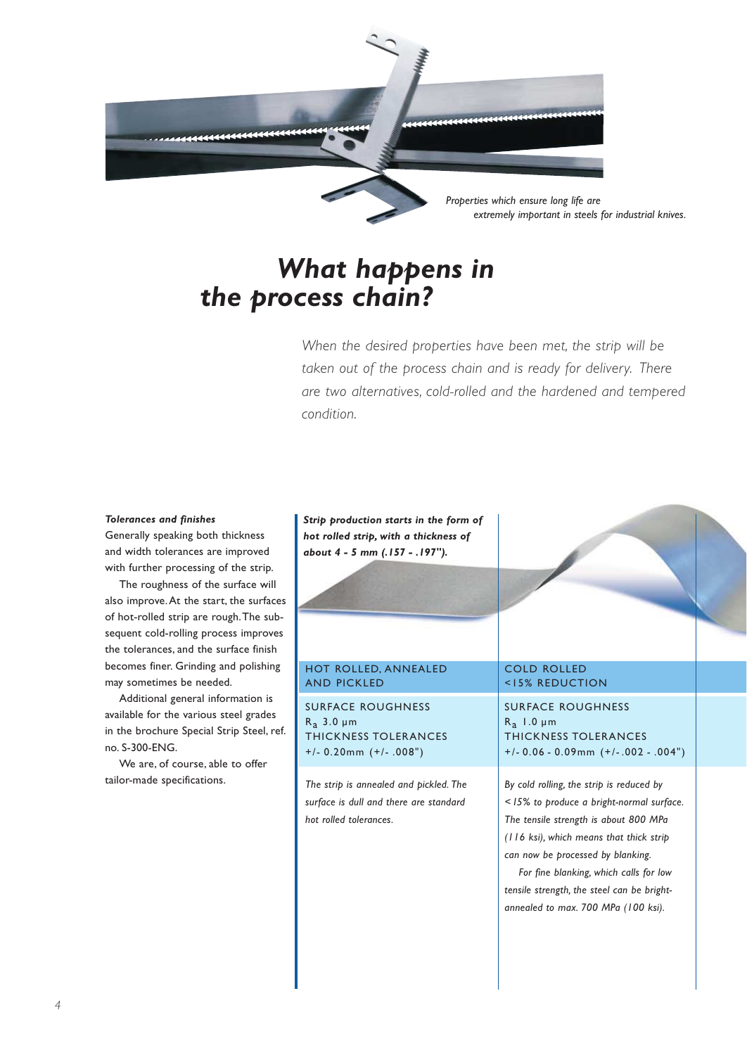*Properties which ensure long life are extremely important in steels for industrial knives.*

# *What happens in the process chain?*

*When the desired properties have been met, the strip will be taken out of the process chain and is ready for delivery. There are two alternatives, cold-rolled and the hardened and tempered condition.*

***Tolerances and finishes***

Generally speaking both thickness and width tolerances are improved with further processing of the strip.

The roughness of the surface will also improve. At the start, the surfaces of hot-rolled strip are rough. The subsequent cold-rolling process improves the tolerances, and the surface finish becomes finer. Grinding and polishing may sometimes be needed.

Additional general information is available for the various steel grades in the brochure Special Strip Steel, ref. no. S-300-ENG.

We are, of course, able to offer tailor-made specifications.

***Strip production starts in the form of hot rolled strip, with a thickness of about 4 - 5 mm (.157 - .197").***

| HOT ROLLED, ANNEALED AND PICKLED | COLD ROLLED <15% REDUCTION |
|---|---|
| SURFACE ROUGHNESS $R_a$ 3.0 µm<br>THICKNESS TOLERANCES +/- 0.20mm (+/- .008") | SURFACE ROUGHNESS $R_a$ 1.0 µm<br>THICKNESS TOLERANCES +/- 0.06 - 0.09mm (+/-.002 - .004") |
| *The strip is annealed and pickled. The surface is dull and there are standard hot rolled tolerances.* | *By cold rolling, the strip is reduced by <15% to produce a bright-normal surface. The tensile strength is about 800 MPa (116 ksi), which means that thick strip can now be processed by blanking.*<br>*For fine blanking, which calls for low tensile strength, the steel can be bright-annealed to max. 700 MPa (100 ksi).* |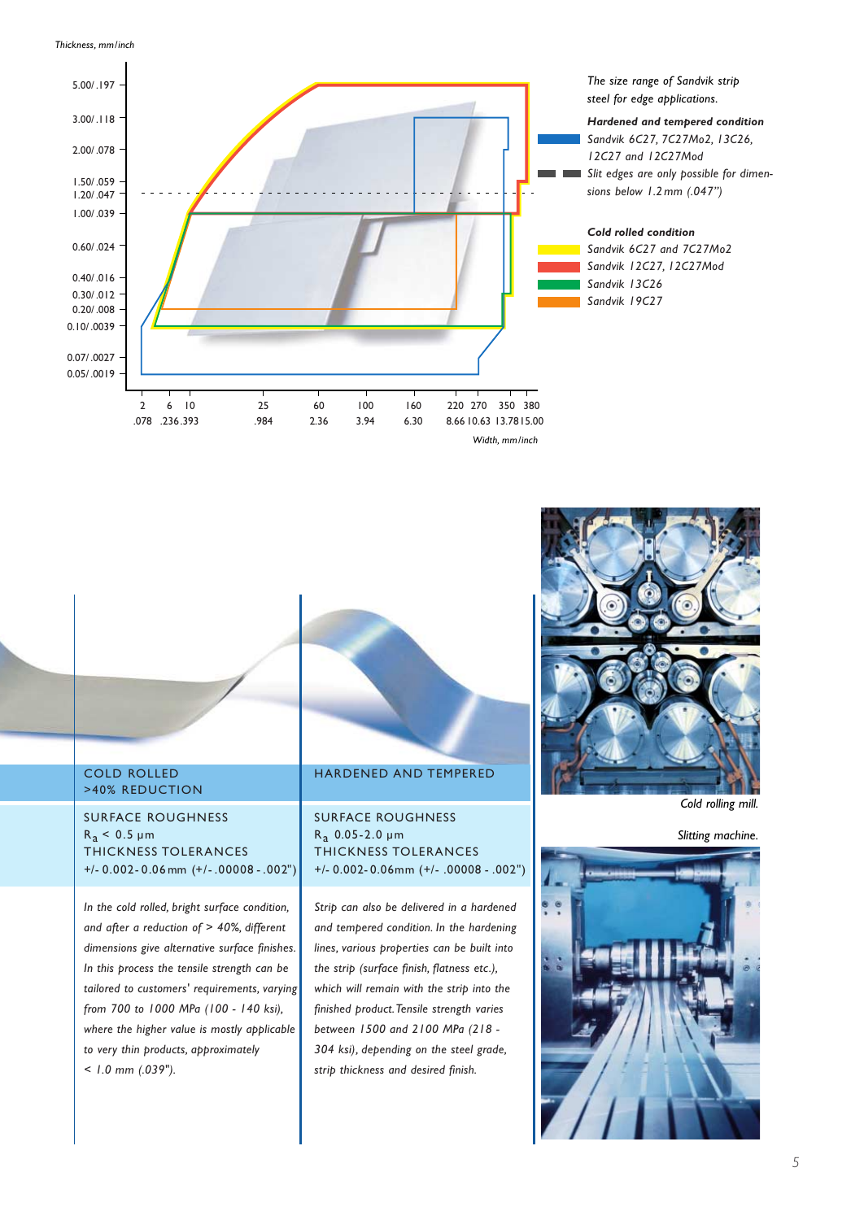Thickness, mm/inch

| Thickness, mm/inch |
| --- |
| 5.00/.197 |
| 3.00/.118 |
| 2.00/.078 |
| 1.50/.059 |
| 1.20/.047 |
| 1.00/.039 |
| 0.60/.024 |
| 0.40/.016 |
| 0.30/.012 |
| 0.20/.008 |
| 0.10/.0039 |
| 0.07/.0027 |
| 0.05/.0019 |

Width, mm/inch: 2 (.078), 6 (.236), 10 (.393), 25 (.984), 60 (2.36), 100 (3.94), 160 (6.30), 220 (8.66), 270 (10.63), 350 (13.78), 380 (15.00)

*The size range of Sandvik strip steel for edge applications.*

***Hardened and tempered condition***

*Sandvik 6C27, 7C27Mo2, 13C26, 12C27 and 12C27Mod*

*Slit edges are only possible for dimensions below 1.2 mm (.047")*

***Cold rolled condition***

*Sandvik 6C27 and 7C27Mo2*

*Sandvik 12C27, 12C27Mod*

*Sandvik 13C26*

*Sandvik 19C27*

## COLD ROLLED >40% REDUCTION

SURFACE ROUGHNESS
$R_a$ < 0.5 µm
THICKNESS TOLERANCES
+/- 0.002-0.06 mm (+/- .00008 - .002")

*In the cold rolled, bright surface condition, and after a reduction of > 40%, different dimensions give alternative surface finishes. In this process the tensile strength can be tailored to customers' requirements, varying from 700 to 1000 MPa (100 - 140 ksi), where the higher value is mostly applicable to very thin products, approximately < 1.0 mm (.039").*

## HARDENED AND TEMPERED

SURFACE ROUGHNESS
$R_a$ 0.05-2.0 µm
THICKNESS TOLERANCES
+/- 0.002-0.06mm (+/- .00008 - .002")

*Strip can also be delivered in a hardened and tempered condition. In the hardening lines, various properties can be built into the strip (surface finish, flatness etc.), which will remain with the strip into the finished product. Tensile strength varies between 1500 and 2100 MPa (218 - 304 ksi), depending on the steel grade, strip thickness and desired finish.*

*Cold rolling mill.*

*Slitting machine.*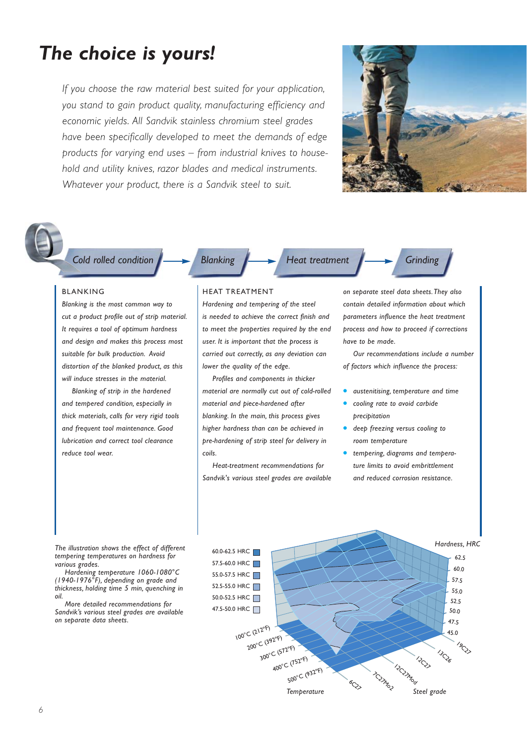# The choice is yours!

*If you choose the raw material best suited for your application, you stand to gain product quality, manufacturing efficiency and economic yields. All Sandvik stainless chromium steel grades have been specifically developed to meet the demands of edge products for varying end uses – from industrial knives to household and utility knives, razor blades and medical instruments. Whatever your product, there is a Sandvik steel to suit.*

*Cold rolled condition* → *Blanking* → *Heat treatment* → *Grinding*

## BLANKING

*Blanking is the most common way to cut a product profile out of strip material. It requires a tool of optimum hardness and design and makes this process most suitable for bulk production. Avoid distortion of the blanked product, as this will induce stresses in the material.*

*Blanking of strip in the hardened and tempered condition, especially in thick materials, calls for very rigid tools and frequent tool maintenance. Good lubrication and correct tool clearance reduce tool wear.*

## HEAT TREATMENT

*Hardening and tempering of the steel is needed to achieve the correct finish and to meet the properties required by the end user. It is important that the process is carried out correctly, as any deviation can lower the quality of the edge.*

*Profiles and components in thicker material are normally cut out of cold-rolled material and piece-hardened after blanking. In the main, this process gives higher hardness than can be achieved in pre-hardening of strip steel for delivery in coils.*

*Heat-treatment recommendations for Sandvik's various steel grades are available on separate steel data sheets. They also contain detailed information about which parameters influence the heat treatment process and how to proceed if corrections have to be made.*

*Our recommendations include a number of factors which influence the process:*

- *austenitising, temperature and time*
- *cooling rate to avoid carbide precipitation*
- *deep freezing versus cooling to room temperature*
- *tempering, diagrams and temperature limits to avoid embrittlement and reduced corrosion resistance.*

*The illustration shows the effect of different tempering temperatures on hardness for various grades.*

*Hardening temperature 1060-1080°C (1940-1976°F), depending on grade and thickness, holding time 5 min, quenching in oil.*

*More detailed recommendations for Sandvik's various steel grades are available on separate data sheets.*

Legend: 60.0-62.5 HRC, 57.5-60.0 HRC, 55.0-57.5 HRC, 52.5-55.0 HRC, 50.0-52.5 HRC, 47.5-50.0 HRC

Hardness, HRC: 62.5, 60.0, 57.5, 55.0, 52.5, 50.0, 47.5, 45.0

Temperature: 100°C (212°F), 200°C (392°F), 300°C (572°F), 400°C (752°F), 500°C (932°F)

Steel grade: 6C27, 7C27Mo2, 12C27Mod, 12C27, 13C26, 19C27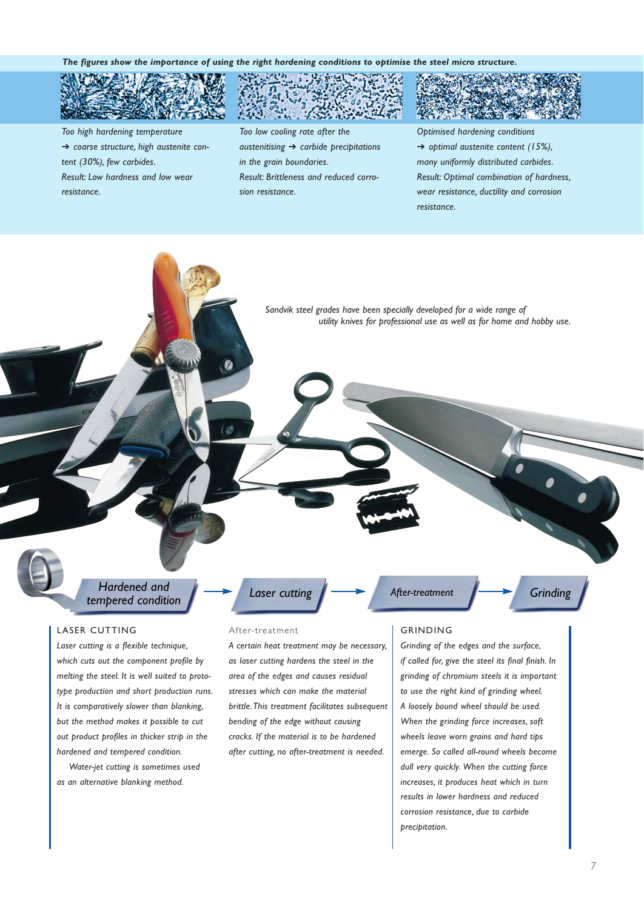***The figures show the importance of using the right hardening conditions to optimise the steel micro structure.***

*Too high hardening temperature → coarse structure, high austenite content (30%), few carbides. Result: Low hardness and low wear resistance.*

*Too low cooling rate after the austenitising → carbide precipitations in the grain boundaries. Result: Brittleness and reduced corrosion resistance.*

*Optimised hardening conditions → optimal austenite content (15%), many uniformly distributed carbides. Result: Optimal combination of hardness, wear resistance, ductility and corrosion resistance.*

*Sandvik steel grades have been specially developed for a wide range of utility knives for professional use as well as for home and hobby use.*

*Hardened and tempered condition* → *Laser cutting* → *After-treatment* → *Grinding*

## LASER CUTTING

*Laser cutting is a flexible technique, which cuts out the component profile by melting the steel. It is well suited to prototype production and short production runs. It is comparatively slower than blanking, but the method makes it possible to cut out product profiles in thicker strip in the hardened and tempered condition.*

*Water-jet cutting is sometimes used as an alternative blanking method.*

## After-treatment

*A certain heat treatment may be necessary, as laser cutting hardens the steel in the area of the edges and causes residual stresses which can make the material brittle. This treatment facilitates subsequent bending of the edge without causing cracks. If the material is to be hardened after cutting, no after-treatment is needed.*

## GRINDING

*Grinding of the edges and the surface, if called for, give the steel its final finish. In grinding of chromium steels it is important to use the right kind of grinding wheel. A loosely bound wheel should be used. When the grinding force increases, soft wheels leave worn grains and hard tips emerge. So called all-round wheels become dull very quickly. When the cutting force increases, it produces heat which in turn results in lower hardness and reduced corrosion resistance, due to carbide precipitation.*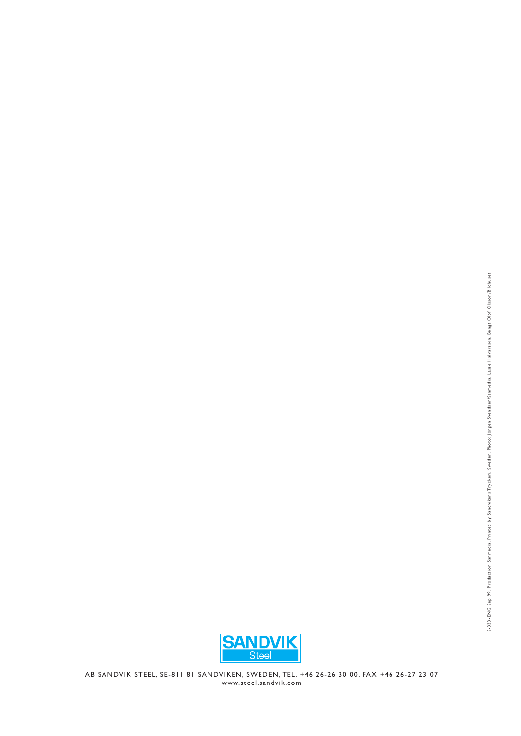S-333-ENG Sep 99. Production Sanmedia. Printed by Sandvikens Tryckeri, Sweden. Photo: Jörgen Svendsen/Sanmedia, Lasse Halvarsson, Bengt Olof Olsson/Bildhuset

SANDVIK
Steel

AB SANDVIK STEEL, SE-811 81 SANDVIKEN, SWEDEN, TEL. +46 26-26 30 00, FAX +46 26-27 23 07
www.steel.sandvik.com